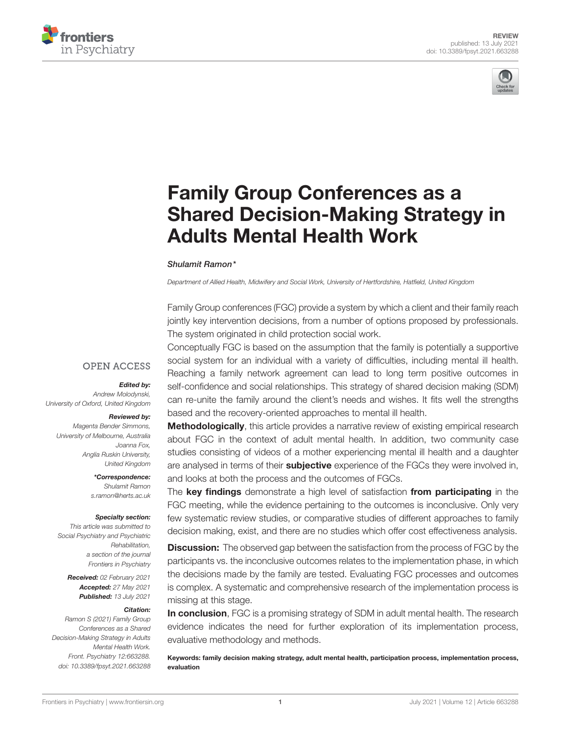REVIEW
published: 13 July 2021
doi: 10.3389/fpsyt.2021.663288

# Family Group Conferences as a Shared Decision-Making Strategy in Adults Mental Health Work

*Shulamit Ramon\**

*Department of Allied Health, Midwifery and Social Work, University of Hertfordshire, Hatfield, United Kingdom*

OPEN ACCESS

***Edited by:***
*Andrew Molodynski,*
*University of Oxford, United Kingdom*

***Reviewed by:***
*Magenta Bender Simmons,*
*University of Melbourne, Australia*
*Joanna Fox,*
*Anglia Ruskin University,*
*United Kingdom*

***\*Correspondence:***
*Shulamit Ramon*
*s.ramon@herts.ac.uk*

***Specialty section:***
*This article was submitted to Social Psychiatry and Psychiatric Rehabilitation, a section of the journal Frontiers in Psychiatry*

***Received:*** *02 February 2021*
***Accepted:*** *27 May 2021*
***Published:*** *13 July 2021*

***Citation:***
*Ramon S (2021) Family Group Conferences as a Shared Decision-Making Strategy in Adults Mental Health Work. Front. Psychiatry 12:663288. doi: 10.3389/fpsyt.2021.663288*

Family Group conferences (FGC) provide a system by which a client and their family reach jointly key intervention decisions, from a number of options proposed by professionals. The system originated in child protection social work.

Conceptually FGC is based on the assumption that the family is potentially a supportive social system for an individual with a variety of difficulties, including mental ill health. Reaching a family network agreement can lead to long term positive outcomes in self-confidence and social relationships. This strategy of shared decision making (SDM) can re-unite the family around the client's needs and wishes. It fits well the strengths based and the recovery-oriented approaches to mental ill health.

**Methodologically**, this article provides a narrative review of existing empirical research about FGC in the context of adult mental health. In addition, two community case studies consisting of videos of a mother experiencing mental ill health and a daughter are analysed in terms of their **subjective** experience of the FGCs they were involved in, and looks at both the process and the outcomes of FGCs.

The **key findings** demonstrate a high level of satisfaction **from participating** in the FGC meeting, while the evidence pertaining to the outcomes is inconclusive. Only very few systematic review studies, or comparative studies of different approaches to family decision making, exist, and there are no studies which offer cost effectiveness analysis.

**Discussion:** The observed gap between the satisfaction from the process of FGC by the participants vs. the inconclusive outcomes relates to the implementation phase, in which the decisions made by the family are tested. Evaluating FGC processes and outcomes is complex. A systematic and comprehensive research of the implementation process is missing at this stage.

**In conclusion**, FGC is a promising strategy of SDM in adult mental health. The research evidence indicates the need for further exploration of its implementation process, evaluative methodology and methods.

**Keywords: family decision making strategy, adult mental health, participation process, implementation process, evaluation**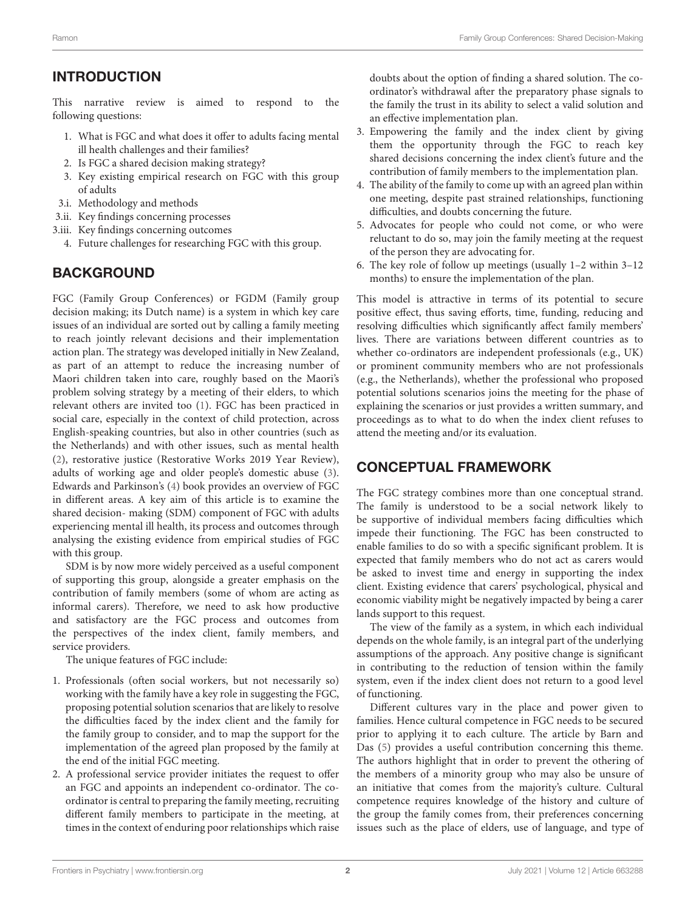## INTRODUCTION

This narrative review is aimed to respond to the following questions:

1. What is FGC and what does it offer to adults facing mental ill health challenges and their families?
2. Is FGC a shared decision making strategy?
3. Key existing empirical research on FGC with this group of adults

3.i. Methodology and methods

3.ii. Key findings concerning processes

3.iii. Key findings concerning outcomes

4. Future challenges for researching FGC with this group.

## BACKGROUND

FGC (Family Group Conferences) or FGDM (Family group decision making; its Dutch name) is a system in which key care issues of an individual are sorted out by calling a family meeting to reach jointly relevant decisions and their implementation action plan. The strategy was developed initially in New Zealand, as part of an attempt to reduce the increasing number of Maori children taken into care, roughly based on the Maori's problem solving strategy by a meeting of their elders, to which relevant others are invited too (1). FGC has been practiced in social care, especially in the context of child protection, across English-speaking countries, but also in other countries (such as the Netherlands) and with other issues, such as mental health (2), restorative justice (Restorative Works 2019 Year Review), adults of working age and older people's domestic abuse (3). Edwards and Parkinson's (4) book provides an overview of FGC in different areas. A key aim of this article is to examine the shared decision- making (SDM) component of FGC with adults experiencing mental ill health, its process and outcomes through analysing the existing evidence from empirical studies of FGC with this group.

SDM is by now more widely perceived as a useful component of supporting this group, alongside a greater emphasis on the contribution of family members (some of whom are acting as informal carers). Therefore, we need to ask how productive and satisfactory are the FGC process and outcomes from the perspectives of the index client, family members, and service providers.

The unique features of FGC include:

1. Professionals (often social workers, but not necessarily so) working with the family have a key role in suggesting the FGC, proposing potential solution scenarios that are likely to resolve the difficulties faced by the index client and the family for the family group to consider, and to map the support for the implementation of the agreed plan proposed by the family at the end of the initial FGC meeting.
2. A professional service provider initiates the request to offer an FGC and appoints an independent co-ordinator. The co-ordinator is central to preparing the family meeting, recruiting different family members to participate in the meeting, at times in the context of enduring poor relationships which raise doubts about the option of finding a shared solution. The co-ordinator's withdrawal after the preparatory phase signals to the family the trust in its ability to select a valid solution and an effective implementation plan.
3. Empowering the family and the index client by giving them the opportunity through the FGC to reach key shared decisions concerning the index client's future and the contribution of family members to the implementation plan.
4. The ability of the family to come up with an agreed plan within one meeting, despite past strained relationships, functioning difficulties, and doubts concerning the future.
5. Advocates for people who could not come, or who were reluctant to do so, may join the family meeting at the request of the person they are advocating for.
6. The key role of follow up meetings (usually 1–2 within 3–12 months) to ensure the implementation of the plan.

This model is attractive in terms of its potential to secure positive effect, thus saving efforts, time, funding, reducing and resolving difficulties which significantly affect family members' lives. There are variations between different countries as to whether co-ordinators are independent professionals (e.g., UK) or prominent community members who are not professionals (e.g., the Netherlands), whether the professional who proposed potential solutions scenarios joins the meeting for the phase of explaining the scenarios or just provides a written summary, and proceedings as to what to do when the index client refuses to attend the meeting and/or its evaluation.

## CONCEPTUAL FRAMEWORK

The FGC strategy combines more than one conceptual strand. The family is understood to be a social network likely to be supportive of individual members facing difficulties which impede their functioning. The FGC has been constructed to enable families to do so with a specific significant problem. It is expected that family members who do not act as carers would be asked to invest time and energy in supporting the index client. Existing evidence that carers' psychological, physical and economic viability might be negatively impacted by being a carer lands support to this request.

The view of the family as a system, in which each individual depends on the whole family, is an integral part of the underlying assumptions of the approach. Any positive change is significant in contributing to the reduction of tension within the family system, even if the index client does not return to a good level of functioning.

Different cultures vary in the place and power given to families. Hence cultural competence in FGC needs to be secured prior to applying it to each culture. The article by Barn and Das (5) provides a useful contribution concerning this theme. The authors highlight that in order to prevent the othering of the members of a minority group who may also be unsure of an initiative that comes from the majority's culture. Cultural competence requires knowledge of the history and culture of the group the family comes from, their preferences concerning issues such as the place of elders, use of language, and type of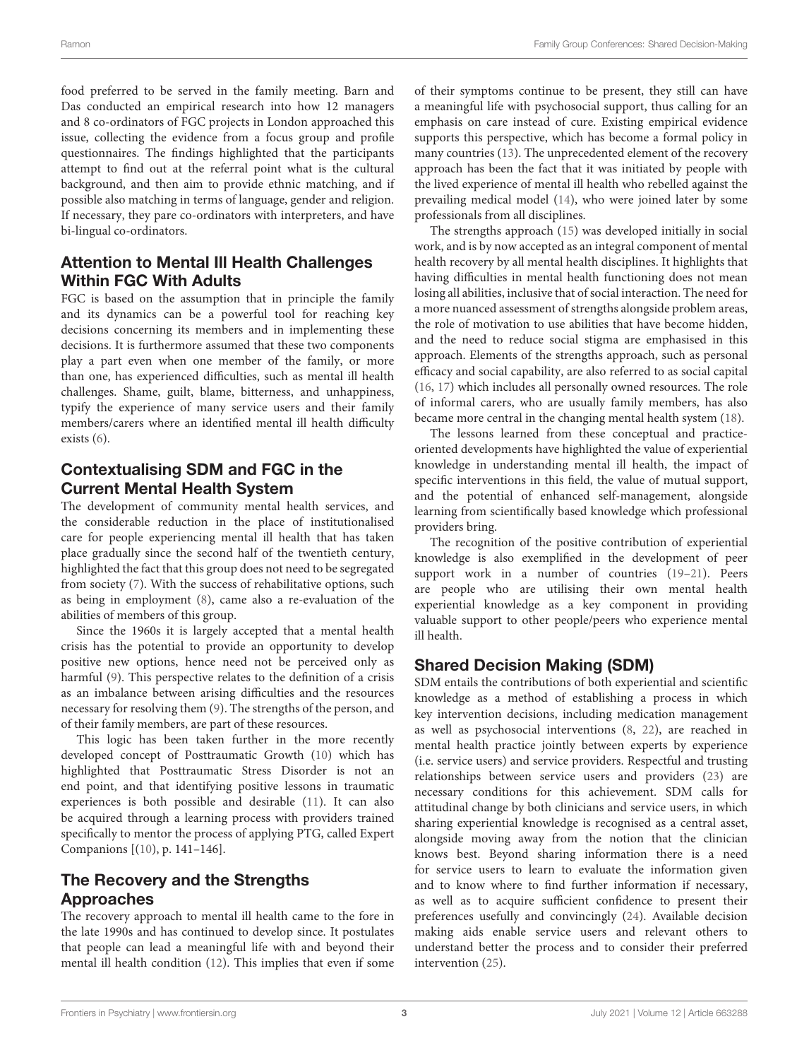food preferred to be served in the family meeting. Barn and Das conducted an empirical research into how 12 managers and 8 co-ordinators of FGC projects in London approached this issue, collecting the evidence from a focus group and profile questionnaires. The findings highlighted that the participants attempt to find out at the referral point what is the cultural background, and then aim to provide ethnic matching, and if possible also matching in terms of language, gender and religion. If necessary, they pare co-ordinators with interpreters, and have bi-lingual co-ordinators.

## Attention to Mental Ill Health Challenges Within FGC With Adults

FGC is based on the assumption that in principle the family and its dynamics can be a powerful tool for reaching key decisions concerning its members and in implementing these decisions. It is furthermore assumed that these two components play a part even when one member of the family, or more than one, has experienced difficulties, such as mental ill health challenges. Shame, guilt, blame, bitterness, and unhappiness, typify the experience of many service users and their family members/carers where an identified mental ill health difficulty exists (6).

## Contextualising SDM and FGC in the Current Mental Health System

The development of community mental health services, and the considerable reduction in the place of institutionalised care for people experiencing mental ill health that has taken place gradually since the second half of the twentieth century, highlighted the fact that this group does not need to be segregated from society (7). With the success of rehabilitative options, such as being in employment (8), came also a re-evaluation of the abilities of members of this group.

Since the 1960s it is largely accepted that a mental health crisis has the potential to provide an opportunity to develop positive new options, hence need not be perceived only as harmful (9). This perspective relates to the definition of a crisis as an imbalance between arising difficulties and the resources necessary for resolving them (9). The strengths of the person, and of their family members, are part of these resources.

This logic has been taken further in the more recently developed concept of Posttraumatic Growth (10) which has highlighted that Posttraumatic Stress Disorder is not an end point, and that identifying positive lessons in traumatic experiences is both possible and desirable (11). It can also be acquired through a learning process with providers trained specifically to mentor the process of applying PTG, called Expert Companions [(10), p. 141–146].

## The Recovery and the Strengths Approaches

The recovery approach to mental ill health came to the fore in the late 1990s and has continued to develop since. It postulates that people can lead a meaningful life with and beyond their mental ill health condition (12). This implies that even if some of their symptoms continue to be present, they still can have a meaningful life with psychosocial support, thus calling for an emphasis on care instead of cure. Existing empirical evidence supports this perspective, which has become a formal policy in many countries (13). The unprecedented element of the recovery approach has been the fact that it was initiated by people with the lived experience of mental ill health who rebelled against the prevailing medical model (14), who were joined later by some professionals from all disciplines.

The strengths approach (15) was developed initially in social work, and is by now accepted as an integral component of mental health recovery by all mental health disciplines. It highlights that having difficulties in mental health functioning does not mean losing all abilities, inclusive that of social interaction. The need for a more nuanced assessment of strengths alongside problem areas, the role of motivation to use abilities that have become hidden, and the need to reduce social stigma are emphasised in this approach. Elements of the strengths approach, such as personal efficacy and social capability, are also referred to as social capital (16, 17) which includes all personally owned resources. The role of informal carers, who are usually family members, has also became more central in the changing mental health system (18).

The lessons learned from these conceptual and practice-oriented developments have highlighted the value of experiential knowledge in understanding mental ill health, the impact of specific interventions in this field, the value of mutual support, and the potential of enhanced self-management, alongside learning from scientifically based knowledge which professional providers bring.

The recognition of the positive contribution of experiential knowledge is also exemplified in the development of peer support work in a number of countries (19–21). Peers are people who are utilising their own mental health experiential knowledge as a key component in providing valuable support to other people/peers who experience mental ill health.

## Shared Decision Making (SDM)

SDM entails the contributions of both experiential and scientific knowledge as a method of establishing a process in which key intervention decisions, including medication management as well as psychosocial interventions (8, 22), are reached in mental health practice jointly between experts by experience (i.e. service users) and service providers. Respectful and trusting relationships between service users and providers (23) are necessary conditions for this achievement. SDM calls for attitudinal change by both clinicians and service users, in which sharing experiential knowledge is recognised as a central asset, alongside moving away from the notion that the clinician knows best. Beyond sharing information there is a need for service users to learn to evaluate the information given and to know where to find further information if necessary, as well as to acquire sufficient confidence to present their preferences usefully and convincingly (24). Available decision making aids enable service users and relevant others to understand better the process and to consider their preferred intervention (25).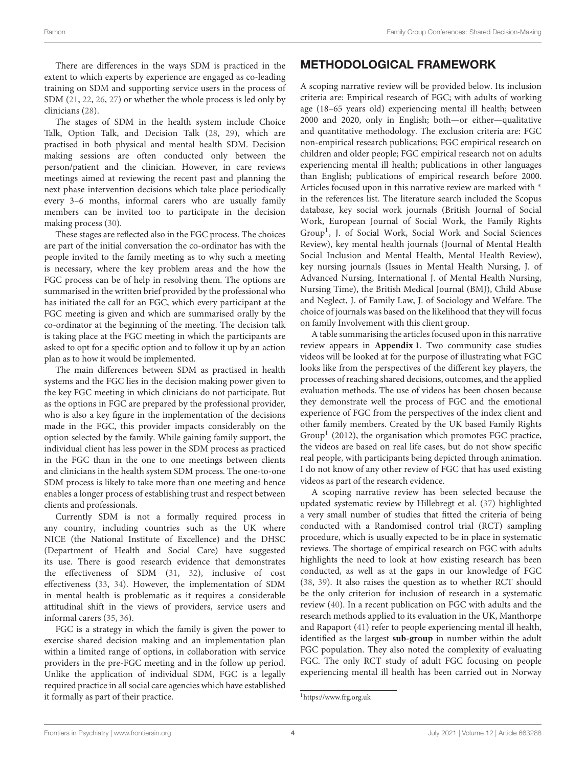There are differences in the ways SDM is practiced in the extent to which experts by experience are engaged as co-leading training on SDM and supporting service users in the process of SDM (21, 22, 26, 27) or whether the whole process is led only by clinicians (28).

The stages of SDM in the health system include Choice Talk, Option Talk, and Decision Talk (28, 29), which are practised in both physical and mental health SDM. Decision making sessions are often conducted only between the person/patient and the clinician. However, in care reviews meetings aimed at reviewing the recent past and planning the next phase intervention decisions which take place periodically every 3–6 months, informal carers who are usually family members can be invited too to participate in the decision making process (30).

These stages are reflected also in the FGC process. The choices are part of the initial conversation the co-ordinator has with the people invited to the family meeting as to why such a meeting is necessary, where the key problem areas and the how the FGC process can be of help in resolving them. The options are summarised in the written brief provided by the professional who has initiated the call for an FGC, which every participant at the FGC meeting is given and which are summarised orally by the co-ordinator at the beginning of the meeting. The decision talk is taking place at the FGC meeting in which the participants are asked to opt for a specific option and to follow it up by an action plan as to how it would be implemented.

The main differences between SDM as practised in health systems and the FGC lies in the decision making power given to the key FGC meeting in which clinicians do not participate. But as the options in FGC are prepared by the professional provider, who is also a key figure in the implementation of the decisions made in the FGC, this provider impacts considerably on the option selected by the family. While gaining family support, the individual client has less power in the SDM process as practised in the FGC than in the one to one meetings between clients and clinicians in the health system SDM process. The one-to-one SDM process is likely to take more than one meeting and hence enables a longer process of establishing trust and respect between clients and professionals.

Currently SDM is not a formally required process in any country, including countries such as the UK where NICE (the National Institute of Excellence) and the DHSC (Department of Health and Social Care) have suggested its use. There is good research evidence that demonstrates the effectiveness of SDM (31, 32), inclusive of cost effectiveness (33, 34). However, the implementation of SDM in mental health is problematic as it requires a considerable attitudinal shift in the views of providers, service users and informal carers (35, 36).

FGC is a strategy in which the family is given the power to exercise shared decision making and an implementation plan within a limited range of options, in collaboration with service providers in the pre-FGC meeting and in the follow up period. Unlike the application of individual SDM, FGC is a legally required practice in all social care agencies which have established it formally as part of their practice.

## METHODOLOGICAL FRAMEWORK

A scoping narrative review will be provided below. Its inclusion criteria are: Empirical research of FGC; with adults of working age (18–65 years old) experiencing mental ill health; between 2000 and 2020, only in English; both—or either—qualitative and quantitative methodology. The exclusion criteria are: FGC non-empirical research publications; FGC empirical research on children and older people; FGC empirical research not on adults experiencing mental ill health; publications in other languages than English; publications of empirical research before 2000. Articles focused upon in this narrative review are marked with * in the references list. The literature search included the Scopus database, key social work journals (British Journal of Social Work, European Journal of Social Work, the Family Rights Group[1], J. of Social Work, Social Work and Social Sciences Review), key mental health journals (Journal of Mental Health Social Inclusion and Mental Health, Mental Health Review), key nursing journals (Issues in Mental Health Nursing, J. of Advanced Nursing, International J. of Mental Health Nursing, Nursing Time), the British Medical Journal (BMJ), Child Abuse and Neglect, J. of Family Law, J. of Sociology and Welfare. The choice of journals was based on the likelihood that they will focus on family Involvement with this client group.

A table summarising the articles focused upon in this narrative review appears in **Appendix 1**. Two community case studies videos will be looked at for the purpose of illustrating what FGC looks like from the perspectives of the different key players, the processes of reaching shared decisions, outcomes, and the applied evaluation methods. The use of videos has been chosen because they demonstrate well the process of FGC and the emotional experience of FGC from the perspectives of the index client and other family members. Created by the UK based Family Rights Group[1] (2012), the organisation which promotes FGC practice, the videos are based on real life cases, but do not show specific real people, with participants being depicted through animation. I do not know of any other review of FGC that has used existing videos as part of the research evidence.

A scoping narrative review has been selected because the updated systematic review by Hillebregt et al. (37) highlighted a very small number of studies that fitted the criteria of being conducted with a Randomised control trial (RCT) sampling procedure, which is usually expected to be in place in systematic reviews. The shortage of empirical research on FGC with adults highlights the need to look at how existing research has been conducted, as well as at the gaps in our knowledge of FGC (38, 39). It also raises the question as to whether RCT should be the only criterion for inclusion of research in a systematic review (40). In a recent publication on FGC with adults and the research methods applied to its evaluation in the UK, Manthorpe and Rapaport (41) refer to people experiencing mental ill health, identified as the largest **sub-group** in number within the adult FGC population. They also noted the complexity of evaluating FGC. The only RCT study of adult FGC focusing on people experiencing mental ill health has been carried out in Norway

[1] https://www.frg.org.uk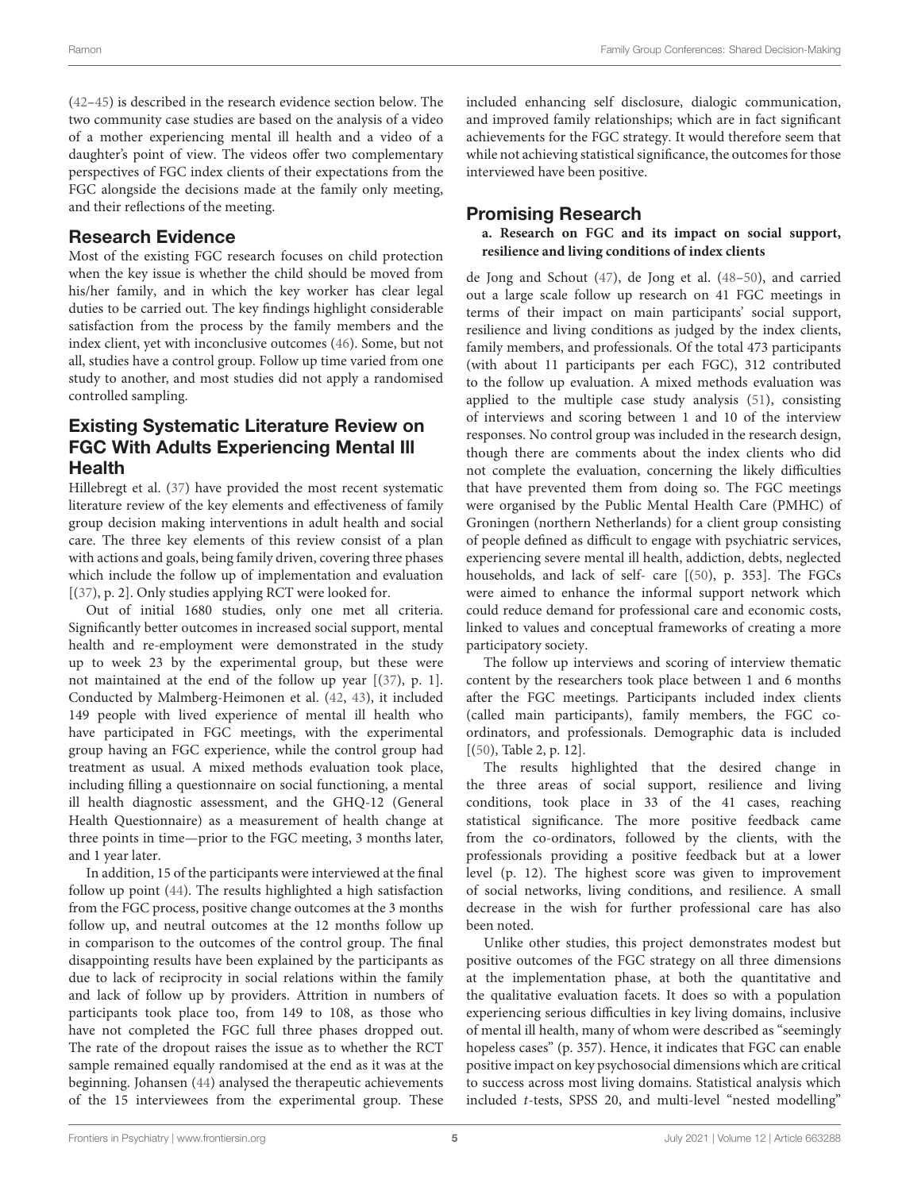(42–45) is described in the research evidence section below. The two community case studies are based on the analysis of a video of a mother experiencing mental ill health and a video of a daughter's point of view. The videos offer two complementary perspectives of FGC index clients of their expectations from the FGC alongside the decisions made at the family only meeting, and their reflections of the meeting.

## Research Evidence

Most of the existing FGC research focuses on child protection when the key issue is whether the child should be moved from his/her family, and in which the key worker has clear legal duties to be carried out. The key findings highlight considerable satisfaction from the process by the family members and the index client, yet with inconclusive outcomes (46). Some, but not all, studies have a control group. Follow up time varied from one study to another, and most studies did not apply a randomised controlled sampling.

## Existing Systematic Literature Review on FGC With Adults Experiencing Mental Ill Health

Hillebregt et al. (37) have provided the most recent systematic literature review of the key elements and effectiveness of family group decision making interventions in adult health and social care. The three key elements of this review consist of a plan with actions and goals, being family driven, covering three phases which include the follow up of implementation and evaluation [(37), p. 2]. Only studies applying RCT were looked for.

Out of initial 1680 studies, only one met all criteria. Significantly better outcomes in increased social support, mental health and re-employment were demonstrated in the study up to week 23 by the experimental group, but these were not maintained at the end of the follow up year [(37), p. 1]. Conducted by Malmberg-Heimonen et al. (42, 43), it included 149 people with lived experience of mental ill health who have participated in FGC meetings, with the experimental group having an FGC experience, while the control group had treatment as usual. A mixed methods evaluation took place, including filling a questionnaire on social functioning, a mental ill health diagnostic assessment, and the GHQ-12 (General Health Questionnaire) as a measurement of health change at three points in time—prior to the FGC meeting, 3 months later, and 1 year later.

In addition, 15 of the participants were interviewed at the final follow up point (44). The results highlighted a high satisfaction from the FGC process, positive change outcomes at the 3 months follow up, and neutral outcomes at the 12 months follow up in comparison to the outcomes of the control group. The final disappointing results have been explained by the participants as due to lack of reciprocity in social relations within the family and lack of follow up by providers. Attrition in numbers of participants took place too, from 149 to 108, as those who have not completed the FGC full three phases dropped out. The rate of the dropout raises the issue as to whether the RCT sample remained equally randomised at the end as it was at the beginning. Johansen (44) analysed the therapeutic achievements of the 15 interviewees from the experimental group. These included enhancing self disclosure, dialogic communication, and improved family relationships; which are in fact significant achievements for the FGC strategy. It would therefore seem that while not achieving statistical significance, the outcomes for those interviewed have been positive.

## Promising Research

**a. Research on FGC and its impact on social support, resilience and living conditions of index clients**

de Jong and Schout (47), de Jong et al. (48–50), and carried out a large scale follow up research on 41 FGC meetings in terms of their impact on main participants' social support, resilience and living conditions as judged by the index clients, family members, and professionals. Of the total 473 participants (with about 11 participants per each FGC), 312 contributed to the follow up evaluation. A mixed methods evaluation was applied to the multiple case study analysis (51), consisting of interviews and scoring between 1 and 10 of the interview responses. No control group was included in the research design, though there are comments about the index clients who did not complete the evaluation, concerning the likely difficulties that have prevented them from doing so. The FGC meetings were organised by the Public Mental Health Care (PMHC) of Groningen (northern Netherlands) for a client group consisting of people defined as difficult to engage with psychiatric services, experiencing severe mental ill health, addiction, debts, neglected households, and lack of self- care [(50), p. 353]. The FGCs were aimed to enhance the informal support network which could reduce demand for professional care and economic costs, linked to values and conceptual frameworks of creating a more participatory society.

The follow up interviews and scoring of interview thematic content by the researchers took place between 1 and 6 months after the FGC meetings. Participants included index clients (called main participants), family members, the FGC co-ordinators, and professionals. Demographic data is included [(50), Table 2, p. 12].

The results highlighted that the desired change in the three areas of social support, resilience and living conditions, took place in 33 of the 41 cases, reaching statistical significance. The more positive feedback came from the co-ordinators, followed by the clients, with the professionals providing a positive feedback but at a lower level (p. 12). The highest score was given to improvement of social networks, living conditions, and resilience. A small decrease in the wish for further professional care has also been noted.

Unlike other studies, this project demonstrates modest but positive outcomes of the FGC strategy on all three dimensions at the implementation phase, at both the quantitative and the qualitative evaluation facets. It does so with a population experiencing serious difficulties in key living domains, inclusive of mental ill health, many of whom were described as "seemingly hopeless cases" (p. 357). Hence, it indicates that FGC can enable positive impact on key psychosocial dimensions which are critical to success across most living domains. Statistical analysis which included *t*-tests, SPSS 20, and multi-level "nested modelling"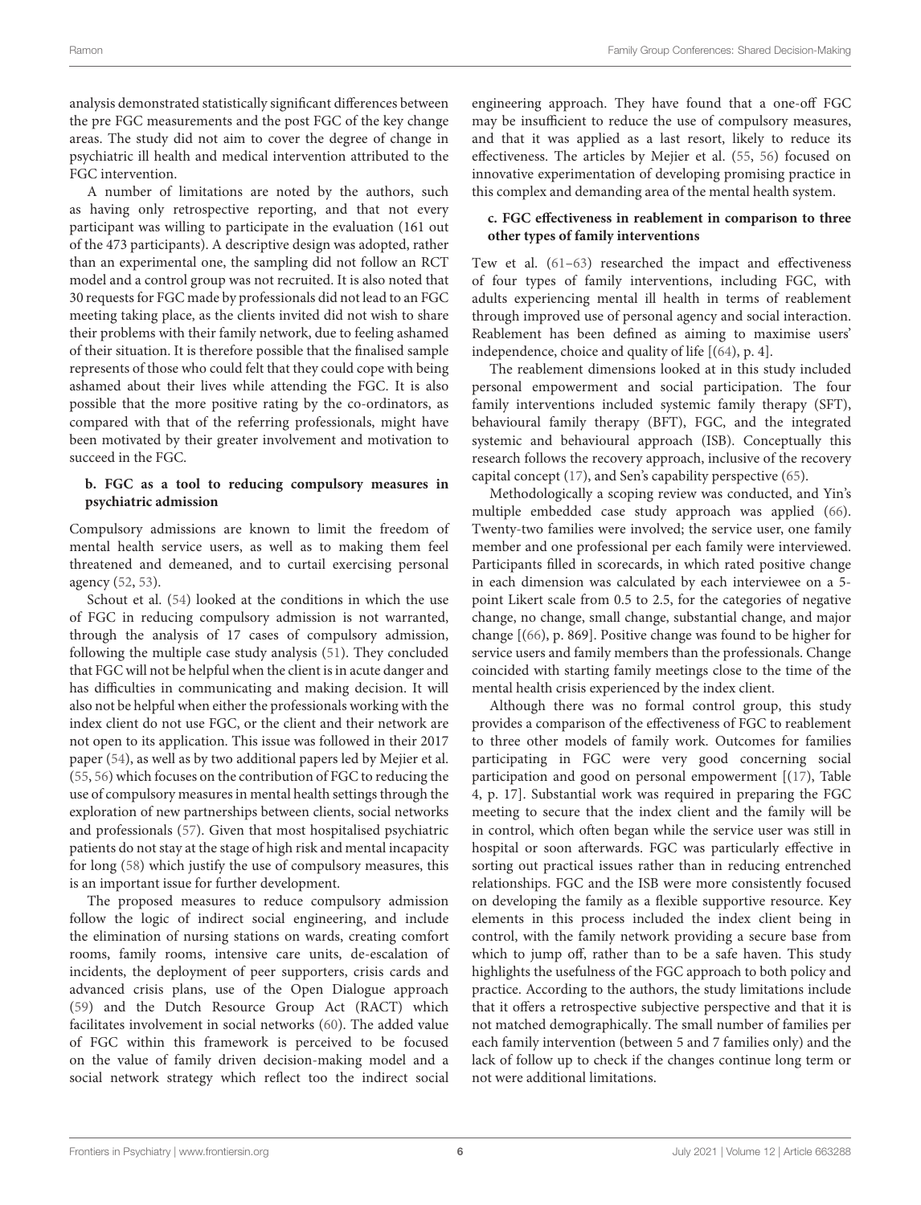analysis demonstrated statistically significant differences between the pre FGC measurements and the post FGC of the key change areas. The study did not aim to cover the degree of change in psychiatric ill health and medical intervention attributed to the FGC intervention.

A number of limitations are noted by the authors, such as having only retrospective reporting, and that not every participant was willing to participate in the evaluation (161 out of the 473 participants). A descriptive design was adopted, rather than an experimental one, the sampling did not follow an RCT model and a control group was not recruited. It is also noted that 30 requests for FGC made by professionals did not lead to an FGC meeting taking place, as the clients invited did not wish to share their problems with their family network, due to feeling ashamed of their situation. It is therefore possible that the finalised sample represents of those who could felt that they could cope with being ashamed about their lives while attending the FGC. It is also possible that the more positive rating by the co-ordinators, as compared with that of the referring professionals, might have been motivated by their greater involvement and motivation to succeed in the FGC.

**b. FGC as a tool to reducing compulsory measures in psychiatric admission**

Compulsory admissions are known to limit the freedom of mental health service users, as well as to making them feel threatened and demeaned, and to curtail exercising personal agency (52, 53).

Schout et al. (54) looked at the conditions in which the use of FGC in reducing compulsory admission is not warranted, through the analysis of 17 cases of compulsory admission, following the multiple case study analysis (51). They concluded that FGC will not be helpful when the client is in acute danger and has difficulties in communicating and making decision. It will also not be helpful when either the professionals working with the index client do not use FGC, or the client and their network are not open to its application. This issue was followed in their 2017 paper (54), as well as by two additional papers led by Mejier et al. (55, 56) which focuses on the contribution of FGC to reducing the use of compulsory measures in mental health settings through the exploration of new partnerships between clients, social networks and professionals (57). Given that most hospitalised psychiatric patients do not stay at the stage of high risk and mental incapacity for long (58) which justify the use of compulsory measures, this is an important issue for further development.

The proposed measures to reduce compulsory admission follow the logic of indirect social engineering, and include the elimination of nursing stations on wards, creating comfort rooms, family rooms, intensive care units, de-escalation of incidents, the deployment of peer supporters, crisis cards and advanced crisis plans, use of the Open Dialogue approach (59) and the Dutch Resource Group Act (RACT) which facilitates involvement in social networks (60). The added value of FGC within this framework is perceived to be focused on the value of family driven decision-making model and a social network strategy which reflect too the indirect social engineering approach. They have found that a one-off FGC may be insufficient to reduce the use of compulsory measures, and that it was applied as a last resort, likely to reduce its effectiveness. The articles by Mejier et al. (55, 56) focused on innovative experimentation of developing promising practice in this complex and demanding area of the mental health system.

**c. FGC effectiveness in reablement in comparison to three other types of family interventions**

Tew et al. (61–63) researched the impact and effectiveness of four types of family interventions, including FGC, with adults experiencing mental ill health in terms of reablement through improved use of personal agency and social interaction. Reablement has been defined as aiming to maximise users' independence, choice and quality of life [(64), p. 4].

The reablement dimensions looked at in this study included personal empowerment and social participation. The four family interventions included systemic family therapy (SFT), behavioural family therapy (BFT), FGC, and the integrated systemic and behavioural approach (ISB). Conceptually this research follows the recovery approach, inclusive of the recovery capital concept (17), and Sen's capability perspective (65).

Methodologically a scoping review was conducted, and Yin's multiple embedded case study approach was applied (66). Twenty-two families were involved; the service user, one family member and one professional per each family were interviewed. Participants filled in scorecards, in which rated positive change in each dimension was calculated by each interviewee on a 5-point Likert scale from 0.5 to 2.5, for the categories of negative change, no change, small change, substantial change, and major change [(66), p. 869]. Positive change was found to be higher for service users and family members than the professionals. Change coincided with starting family meetings close to the time of the mental health crisis experienced by the index client.

Although there was no formal control group, this study provides a comparison of the effectiveness of FGC to reablement to three other models of family work. Outcomes for families participating in FGC were very good concerning social participation and good on personal empowerment [(17), Table 4, p. 17]. Substantial work was required in preparing the FGC meeting to secure that the index client and the family will be in control, which often began while the service user was still in hospital or soon afterwards. FGC was particularly effective in sorting out practical issues rather than in reducing entrenched relationships. FGC and the ISB were more consistently focused on developing the family as a flexible supportive resource. Key elements in this process included the index client being in control, with the family network providing a secure base from which to jump off, rather than to be a safe haven. This study highlights the usefulness of the FGC approach to both policy and practice. According to the authors, the study limitations include that it offers a retrospective subjective perspective and that it is not matched demographically. The small number of families per each family intervention (between 5 and 7 families only) and the lack of follow up to check if the changes continue long term or not were additional limitations.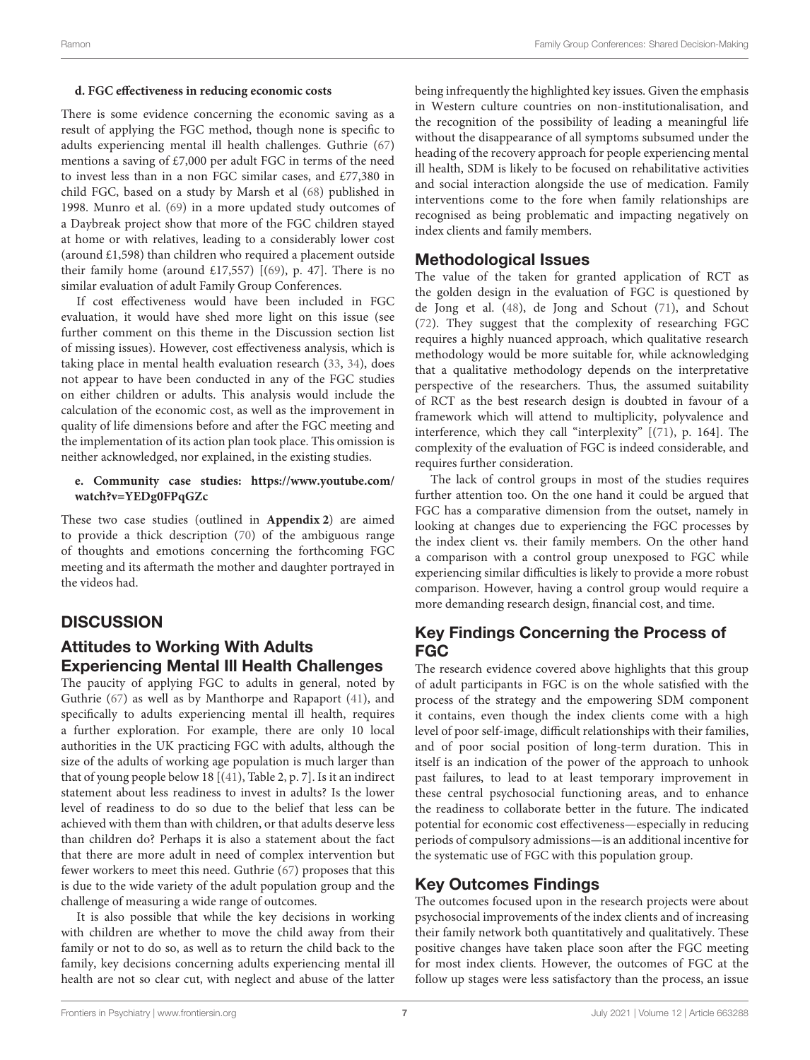**d. FGC effectiveness in reducing economic costs**

There is some evidence concerning the economic saving as a result of applying the FGC method, though none is specific to adults experiencing mental ill health challenges. Guthrie (67) mentions a saving of £7,000 per adult FGC in terms of the need to invest less than in a non FGC similar cases, and £77,380 in child FGC, based on a study by Marsh et al (68) published in 1998. Munro et al. (69) in a more updated study outcomes of a Daybreak project show that more of the FGC children stayed at home or with relatives, leading to a considerably lower cost (around £1,598) than children who required a placement outside their family home (around £17,557) [(69), p. 47]. There is no similar evaluation of adult Family Group Conferences.

If cost effectiveness would have been included in FGC evaluation, it would have shed more light on this issue (see further comment on this theme in the Discussion section list of missing issues). However, cost effectiveness analysis, which is taking place in mental health evaluation research (33, 34), does not appear to have been conducted in any of the FGC studies on either children or adults. This analysis would include the calculation of the economic cost, as well as the improvement in quality of life dimensions before and after the FGC meeting and the implementation of its action plan took place. This omission is neither acknowledged, nor explained, in the existing studies.

**e. Community case studies: https://www.youtube.com/watch?v=YEDg0FPqGZc**

These two case studies (outlined in **Appendix 2**) are aimed to provide a thick description (70) of the ambiguous range of thoughts and emotions concerning the forthcoming FGC meeting and its aftermath the mother and daughter portrayed in the videos had.

# DISCUSSION

## Attitudes to Working With Adults Experiencing Mental Ill Health Challenges

The paucity of applying FGC to adults in general, noted by Guthrie (67) as well as by Manthorpe and Rapaport (41), and specifically to adults experiencing mental ill health, requires a further exploration. For example, there are only 10 local authorities in the UK practicing FGC with adults, although the size of the adults of working age population is much larger than that of young people below 18 [(41), Table 2, p. 7]. Is it an indirect statement about less readiness to invest in adults? Is the lower level of readiness to do so due to the belief that less can be achieved with them than with children, or that adults deserve less than children do? Perhaps it is also a statement about the fact that there are more adult in need of complex intervention but fewer workers to meet this need. Guthrie (67) proposes that this is due to the wide variety of the adult population group and the challenge of measuring a wide range of outcomes.

It is also possible that while the key decisions in working with children are whether to move the child away from their family or not to do so, as well as to return the child back to the family, key decisions concerning adults experiencing mental ill health are not so clear cut, with neglect and abuse of the latter being infrequently the highlighted key issues. Given the emphasis in Western culture countries on non-institutionalisation, and the recognition of the possibility of leading a meaningful life without the disappearance of all symptoms subsumed under the heading of the recovery approach for people experiencing mental ill health, SDM is likely to be focused on rehabilitative activities and social interaction alongside the use of medication. Family interventions come to the fore when family relationships are recognised as being problematic and impacting negatively on index clients and family members.

## Methodological Issues

The value of the taken for granted application of RCT as the golden design in the evaluation of FGC is questioned by de Jong et al. (48), de Jong and Schout (71), and Schout (72). They suggest that the complexity of researching FGC requires a highly nuanced approach, which qualitative research methodology would be more suitable for, while acknowledging that a qualitative methodology depends on the interpretative perspective of the researchers. Thus, the assumed suitability of RCT as the best research design is doubted in favour of a framework which will attend to multiplicity, polyvalence and interference, which they call "interplexity" [(71), p. 164]. The complexity of the evaluation of FGC is indeed considerable, and requires further consideration.

The lack of control groups in most of the studies requires further attention too. On the one hand it could be argued that FGC has a comparative dimension from the outset, namely in looking at changes due to experiencing the FGC processes by the index client vs. their family members. On the other hand a comparison with a control group unexposed to FGC while experiencing similar difficulties is likely to provide a more robust comparison. However, having a control group would require a more demanding research design, financial cost, and time.

## Key Findings Concerning the Process of FGC

The research evidence covered above highlights that this group of adult participants in FGC is on the whole satisfied with the process of the strategy and the empowering SDM component it contains, even though the index clients come with a high level of poor self-image, difficult relationships with their families, and of poor social position of long-term duration. This in itself is an indication of the power of the approach to unhook past failures, to lead to at least temporary improvement in these central psychosocial functioning areas, and to enhance the readiness to collaborate better in the future. The indicated potential for economic cost effectiveness—especially in reducing periods of compulsory admissions—is an additional incentive for the systematic use of FGC with this population group.

## Key Outcomes Findings

The outcomes focused upon in the research projects were about psychosocial improvements of the index clients and of increasing their family network both quantitatively and qualitatively. These positive changes have taken place soon after the FGC meeting for most index clients. However, the outcomes of FGC at the follow up stages were less satisfactory than the process, an issue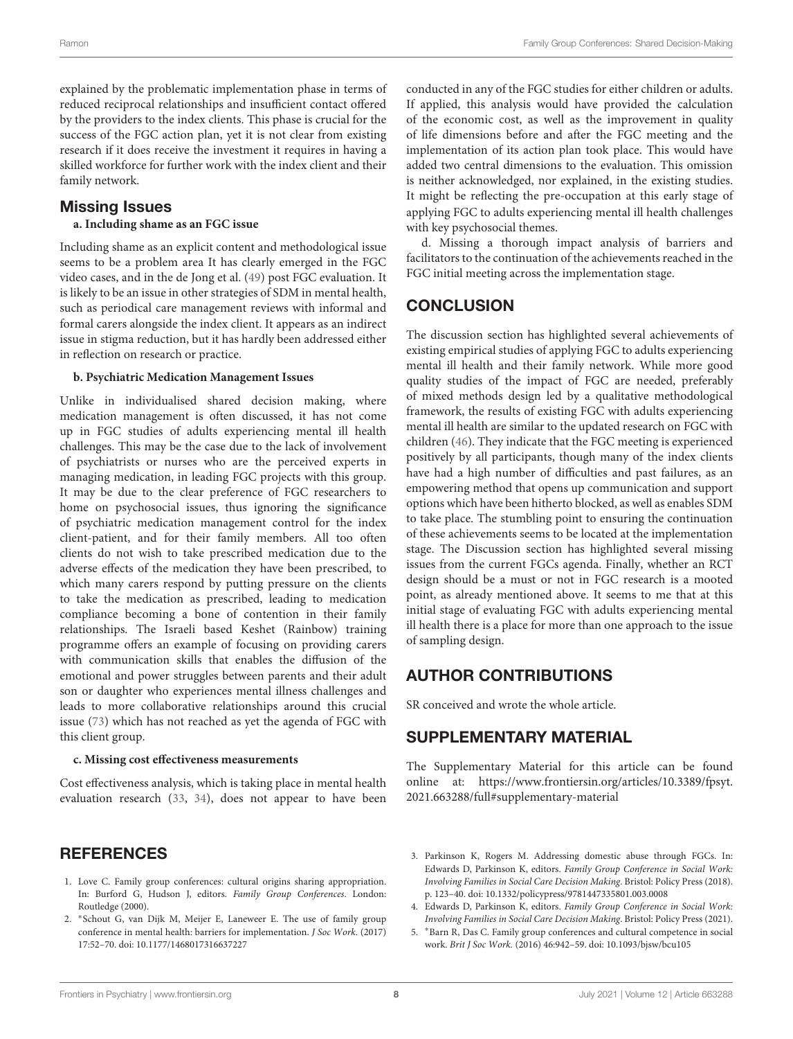explained by the problematic implementation phase in terms of reduced reciprocal relationships and insufficient contact offered by the providers to the index clients. This phase is crucial for the success of the FGC action plan, yet it is not clear from existing research if it does receive the investment it requires in having a skilled workforce for further work with the index client and their family network.

## Missing Issues

**a. Including shame as an FGC issue**

Including shame as an explicit content and methodological issue seems to be a problem area It has clearly emerged in the FGC video cases, and in the de Jong et al. (49) post FGC evaluation. It is likely to be an issue in other strategies of SDM in mental health, such as periodical care management reviews with informal and formal carers alongside the index client. It appears as an indirect issue in stigma reduction, but it has hardly been addressed either in reflection on research or practice.

**b. Psychiatric Medication Management Issues**

Unlike in individualised shared decision making, where medication management is often discussed, it has not come up in FGC studies of adults experiencing mental ill health challenges. This may be the case due to the lack of involvement of psychiatrists or nurses who are the perceived experts in managing medication, in leading FGC projects with this group. It may be due to the clear preference of FGC researchers to home on psychosocial issues, thus ignoring the significance of psychiatric medication management control for the index client-patient, and for their family members. All too often clients do not wish to take prescribed medication due to the adverse effects of the medication they have been prescribed, to which many carers respond by putting pressure on the clients to take the medication as prescribed, leading to medication compliance becoming a bone of contention in their family relationships. The Israeli based Keshet (Rainbow) training programme offers an example of focusing on providing carers with communication skills that enables the diffusion of the emotional and power struggles between parents and their adult son or daughter who experiences mental illness challenges and leads to more collaborative relationships around this crucial issue (73) which has not reached as yet the agenda of FGC with this client group.

**c. Missing cost effectiveness measurements**

Cost effectiveness analysis, which is taking place in mental health evaluation research (33, 34), does not appear to have been conducted in any of the FGC studies for either children or adults. If applied, this analysis would have provided the calculation of the economic cost, as well as the improvement in quality of life dimensions before and after the FGC meeting and the implementation of its action plan took place. This would have added two central dimensions to the evaluation. This omission is neither acknowledged, nor explained, in the existing studies. It might be reflecting the pre-occupation at this early stage of applying FGC to adults experiencing mental ill health challenges with key psychosocial themes.

d. Missing a thorough impact analysis of barriers and facilitators to the continuation of the achievements reached in the FGC initial meeting across the implementation stage.

## CONCLUSION

The discussion section has highlighted several achievements of existing empirical studies of applying FGC to adults experiencing mental ill health and their family network. While more good quality studies of the impact of FGC are needed, preferably of mixed methods design led by a qualitative methodological framework, the results of existing FGC with adults experiencing mental ill health are similar to the updated research on FGC with children (46). They indicate that the FGC meeting is experienced positively by all participants, though many of the index clients have had a high number of difficulties and past failures, as an empowering method that opens up communication and support options which have been hitherto blocked, as well as enables SDM to take place. The stumbling point to ensuring the continuation of these achievements seems to be located at the implementation stage. The Discussion section has highlighted several missing issues from the current FGCs agenda. Finally, whether an RCT design should be a must or not in FGC research is a mooted point, as already mentioned above. It seems to me that at this initial stage of evaluating FGC with adults experiencing mental ill health there is a place for more than one approach to the issue of sampling design.

## AUTHOR CONTRIBUTIONS

SR conceived and wrote the whole article.

## SUPPLEMENTARY MATERIAL

The Supplementary Material for this article can be found online at: https://www.frontiersin.org/articles/10.3389/fpsyt.2021.663288/full#supplementary-material

## REFERENCES

1. Love C. Family group conferences: cultural origins sharing appropriation. In: Burford G, Hudson J, editors. *Family Group Conferences*. London: Routledge (2000).
2. *Schout G, van Dijk M, Meijer E, Laneweer E. The use of family group conference in mental health: barriers for implementation. *J Soc Work*. (2017) 17:52–70. doi: 10.1177/1468017316637227
3. Parkinson K, Rogers M. Addressing domestic abuse through FGCs. In: Edwards D, Parkinson K, editors. *Family Group Conference in Social Work: Involving Families in Social Care Decision Making*. Bristol: Policy Press (2018). p. 123–40. doi: 10.1332/policypress/9781447335801.003.0008
4. Edwards D, Parkinson K, editors. *Family Group Conference in Social Work: Involving Families in Social Care Decision Making*. Bristol: Policy Press (2021).
5. *Barn R, Das C. Family group conferences and cultural competence in social work. *Brit J Soc Work*. (2016) 46:942–59. doi: 10.1093/bjsw/bcu105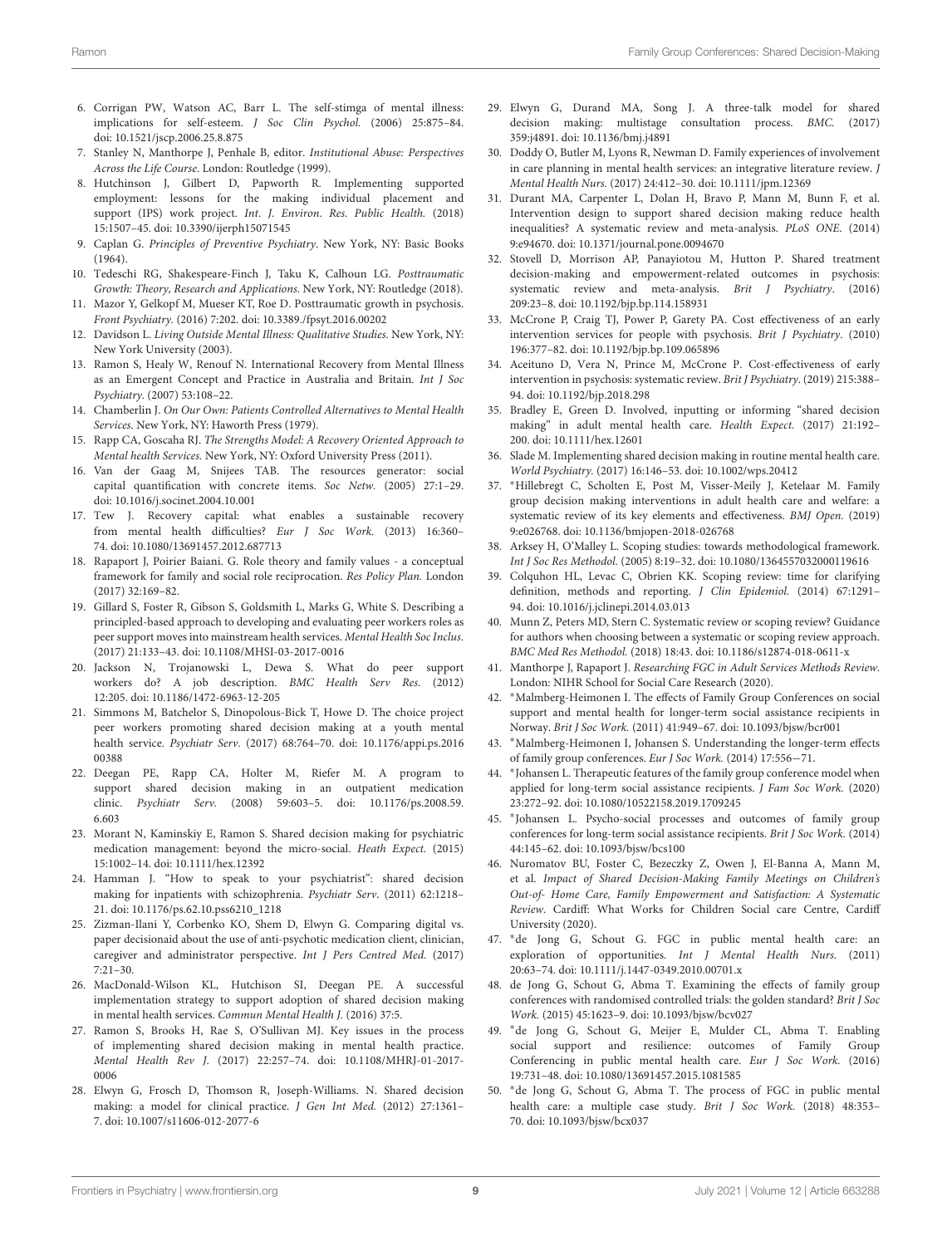6. Corrigan PW, Watson AC, Barr L. The self-stimga of mental illness: implications for self-esteem. *J Soc Clin Psychol*. (2006) 25:875–84. doi: 10.1521/jscp.2006.25.8.875
7. Stanley N, Manthorpe J, Penhale B, editor. *Institutional Abuse: Perspectives Across the Life Course*. London: Routledge (1999).
8. Hutchinson J, Gilbert D, Papworth R. Implementing supported employment: lessons for the making individual placement and support (IPS) work project. *Int. J. Environ. Res. Public Health*. (2018) 15:1507–45. doi: 10.3390/ijerph15071545
9. Caplan G. *Principles of Preventive Psychiatry*. New York, NY: Basic Books (1964).
10. Tedeschi RG, Shakespeare-Finch J, Taku K, Calhoun LG. *Posttraumatic Growth: Theory, Research and Applications*. New York, NY: Routledge (2018).
11. Mazor Y, Gelkopf M, Mueser KT, Roe D. Posttraumatic growth in psychosis. *Front Psychiatry*. (2016) 7:202. doi: 10.3389./fpsyt.2016.00202
12. Davidson L. *Living Outside Mental Illness: Qualitative Studies*. New York, NY: New York University (2003).
13. Ramon S, Healy W, Renouf N. International Recovery from Mental Illness as an Emergent Concept and Practice in Australia and Britain. *Int J Soc Psychiatry*. (2007) 53:108–22.
14. Chamberlin J. *On Our Own: Patients Controlled Alternatives to Mental Health Services*. New York, NY: Haworth Press (1979).
15. Rapp CA, Goscaha RJ. *The Strengths Model: A Recovery Oriented Approach to Mental health Services*. New York, NY: Oxford University Press (2011).
16. Van der Gaag M, Snijees TAB. The resources generator: social capital quantification with concrete items. *Soc Netw*. (2005) 27:1–29. doi: 10.1016/j.socinet.2004.10.001
17. Tew J. Recovery capital: what enables a sustainable recovery from mental health difficulties? *Eur J Soc Work*. (2013) 16:360–74. doi: 10.1080/13691457.2012.687713
18. Rapaport J, Poirier Baiani. G. Role theory and family values - a conceptual framework for family and social role reciprocation. *Res Policy Plan*. London (2017) 32:169–82.
19. Gillard S, Foster R, Gibson S, Goldsmith L, Marks G, White S. Describing a principled-based approach to developing and evaluating peer workers roles as peer support moves into mainstream health services. *Mental Health Soc Inclus*. (2017) 21:133–43. doi: 10.1108/MHSI-03-2017-0016
20. Jackson N, Trojanowski L, Dewa S. What do peer support workers do? A job description. *BMC Health Serv Res*. (2012) 12:205. doi: 10.1186/1472-6963-12-205
21. Simmons M, Batchelor S, Dinopolous-Bick T, Howe D. The choice project peer workers promoting shared decision making at a youth mental health service. *Psychiatr Serv*. (2017) 68:764–70. doi: 10.1176/appi.ps.201600388
22. Deegan PE, Rapp CA, Holter M, Riefer M. A program to support shared decision making in an outpatient medication clinic. *Psychiatr Serv*. (2008) 59:603–5. doi: 10.1176/ps.2008.59.6.603
23. Morant N, Kaminskiy E, Ramon S. Shared decision making for psychiatric medication management: beyond the micro-social. *Heath Expect*. (2015) 15:1002–14. doi: 10.1111/hex.12392
24. Hamman J. "How to speak to your psychiatrist": shared decision making for inpatients with schizophrenia. *Psychiatr Serv*. (2011) 62:1218–21. doi: 10.1176/ps.62.10.pss6210_1218
25. Zizman-Ilani Y, Corbenko KO, Shem D, Elwyn G. Comparing digital vs. paper decisionaid about the use of anti-psychotic medication client, clinician, caregiver and administrator perspective. *Int J Pers Centred Med*. (2017) 7:21–30.
26. MacDonald-Wilson KL, Hutchison SI, Deegan PE. A successful implementation strategy to support adoption of shared decision making in mental health services. *Commun Mental Health J*. (2016) 37:5.
27. Ramon S, Brooks H, Rae S, O'Sullivan MJ. Key issues in the process of implementing shared decision making in mental health practice. *Mental Health Rev J*. (2017) 22:257–74. doi: 10.1108/MHRJ-01-2017-0006
28. Elwyn G, Frosch D, Thomson R, Joseph-Williams. N. Shared decision making: a model for clinical practice. *J Gen Int Med*. (2012) 27:1361–7. doi: 10.1007/s11606-012-2077-6
29. Elwyn G, Durand MA, Song J. A three-talk model for shared decision making: multistage consultation process. *BMC*. (2017) 359:j4891. doi: 10.1136/bmj.j4891
30. Doddy O, Butler M, Lyons R, Newman D. Family experiences of involvement in care planning in mental health services: an integrative literature review. *J Mental Health Nurs*. (2017) 24:412–30. doi: 10.1111/jpm.12369
31. Durant MA, Carpenter L, Dolan H, Bravo P, Mann M, Bunn F, et al. Intervention design to support shared decision making reduce health inequalities? A systematic review and meta-analysis. *PLoS ONE*. (2014) 9:e94670. doi: 10.1371/journal.pone.0094670
32. Stovell D, Morrison AP, Panayiotou M, Hutton P. Shared treatment decision-making and empowerment-related outcomes in psychosis: systematic review and meta-analysis. *Brit J Psychiatry*. (2016) 209:23–8. doi: 10.1192/bjp.bp.114.158931
33. McCrone P, Craig TJ, Power P, Garety PA. Cost effectiveness of an early intervention services for people with psychosis. *Brit J Psychiatry*. (2010) 196:377–82. doi: 10.1192/bjp.bp.109.065896
34. Aceituno D, Vera N, Prince M, McCrone P. Cost-effectiveness of early intervention in psychosis: systematic review. *Brit J Psychiatry*. (2019) 215:388–94. doi: 10.1192/bjp.2018.298
35. Bradley E, Green D. Involved, inputting or informing "shared decision making" in adult mental health care. *Health Expect*. (2017) 21:192–200. doi: 10.1111/hex.12601
36. Slade M. Implementing shared decision making in routine mental health care. *World Psychiatry*. (2017) 16:146–53. doi: 10.1002/wps.20412
37. *Hillebregt C, Scholten E, Post M, Visser-Meily J, Ketelaar M. Family group decision making interventions in adult health care and welfare: a systematic review of its key elements and effectiveness. *BMJ Open*. (2019) 9:e026768. doi: 10.1136/bmjopen-2018-026768
38. Arksey H, O'Malley L. Scoping studies: towards methodological framework. *Int J Soc Res Methodol*. (2005) 8:19–32. doi: 10.1080/1364557032000119616
39. Colquhon HL, Levac C, Obrien KK. Scoping review: time for clarifying definition, methods and reporting. *J Clin Epidemiol*. (2014) 67:1291–94. doi: 10.1016/j.jclinepi.2014.03.013
40. Munn Z, Peters MD, Stern C. Systematic review or scoping review? Guidance for authors when choosing between a systematic or scoping review approach. *BMC Med Res Methodol*. (2018) 18:43. doi: 10.1186/s12874-018-0611-x
41. Manthorpe J, Rapaport J. *Researching FGC in Adult Services Methods Review*. London: NIHR School for Social Care Research (2020).
42. *Malmberg-Heimonen I. The effects of Family Group Conferences on social support and mental health for longer-term social assistance recipients in Norway. *Brit J Soc Work*. (2011) 41:949–67. doi: 10.1093/bjsw/bcr001
43. *Malmberg-Heimonen I, Johansen S. Understanding the longer-term effects of family group conferences. *Eur J Soc Work*. (2014) 17:556−71.
44. *Johansen L. Therapeutic features of the family group conference model when applied for long-term social assistance recipients. *J Fam Soc Work*. (2020) 23:272–92. doi: 10.1080/10522158.2019.1709245
45. *Johansen L. Psycho-social processes and outcomes of family group conferences for long-term social assistance recipients. *Brit J Soc Work*. (2014) 44:145–62. doi: 10.1093/bjsw/bcs100
46. Nuromatov BU, Foster C, Bezeczky Z, Owen J, El-Banna A, Mann M, et al. *Impact of Shared Decision-Making Family Meetings on Children's Out-of- Home Care, Family Empowerment and Satisfaction: A Systematic Review*. Cardiff: What Works for Children Social care Centre, Cardiff University (2020).
47. *de Jong G, Schout G. FGC in public mental health care: an exploration of opportunities. *Int J Mental Health Nurs*. (2011) 20:63–74. doi: 10.1111/j.1447-0349.2010.00701.x
48. de Jong G, Schout G, Abma T. Examining the effects of family group conferences with randomised controlled trials: the golden standard? *Brit J Soc Work*. (2015) 45:1623–9. doi: 10.1093/bjsw/bcv027
49. *de Jong G, Schout G, Meijer E, Mulder CL, Abma T. Enabling social support and resilience: outcomes of Family Group Conferencing in public mental health care. *Eur J Soc Work*. (2016) 19:731–48. doi: 10.1080/13691457.2015.1081585
50. *de Jong G, Schout G, Abma T. The process of FGC in public mental health care: a multiple case study. *Brit J Soc Work*. (2018) 48:353–70. doi: 10.1093/bjsw/bcx037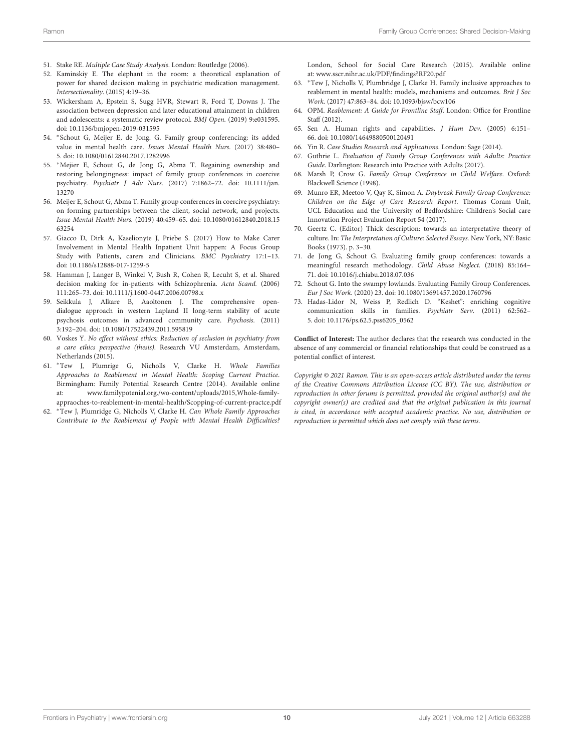51. Stake RE. *Multiple Case Study Analysis*. London: Routledge (2006).
52. Kaminskiy E. The elephant in the room: a theoretical explanation of power for shared decision making in psychiatric medication management. *Intersectionality*. (2015) 4:19–36.
53. Wickersham A, Epstein S, Sugg HVR, Stewart R, Ford T, Downs J. The association between depression and later educational attainment in children and adolescents: a systematic review protocol. *BMJ Open*. (2019) 9:e031595. doi: 10.1136/bmjopen-2019-031595
54. *Schout G, Meijer E, de Jong. G. Family group conferencing: its added value in mental health care. *Issues Mental Health Nurs*. (2017) 38:480–5. doi: 10.1080/01612840.2017.1282996
55. *Mejier E, Schout G, de Jong G, Abma T. Regaining ownership and restoring belongingness: impact of family group conferences in coercive psychiatry. *Psychiatr J Adv Nurs*. (2017) 7:1862–72. doi: 10.1111/jan.13270
56. Meijer E, Schout G, Abma T. Family group conferences in coercive psychiatry: on forming partnerships between the client, social network, and projects. *Issue Mental Health Nurs*. (2019) 40:459–65. doi: 10.1080/01612840.2018.1563254
57. Giacco D, Dirk A, Kaselionyte J, Priebe S. (2017) How to Make Carer Involvement in Mental Health Inpatient Unit happen: A Focus Group Study with Patients, carers and Clinicians. *BMC Psychiatry* 17:1–13. doi: 10.1186/s12888-017-1259-5
58. Hamman J, Langer B, Winkel V, Bush R, Cohen R, Lecuht S, et al. Shared decision making for in-patients with Schizophrenia. *Acta Scand*. (2006) 111:265–73. doi: 10.1111/j.1600-0447.2006.00798.x
59. Seikkula J, Alkare B, Aaoltonen J. The comprehensive open-dialogue approach in western Lapland II long-term stability of acute psychosis outcomes in advanced community care. *Psychosis*. (2011) 3:192–204. doi: 10.1080/17522439.2011.595819
60. Voskes Y. *No effect without ethics: Reduction of seclusion in psychiatry from a care ethics perspective (thesis)*. Research VU Amsterdam, Amsterdam, Netherlands (2015).
61. *Tew J, Plumrige G, Nicholls V, Clarke H. *Whole Families Approaches to Reablement in Mental Health: Scoping Current Practice*. Birmingham: Family Potential Research Centre (2014). Available online at: www.familypotenial.org./wo-content/uploads/2015,Whole-family-appraoches-to-reablement-in-mental-health/Scopping-of-current-practce.pdf
62. *Tew J, Plumridge G, Nicholls V, Clarke H. *Can Whole Family Approaches Contribute to the Reablement of People with Mental Health Difficulties?* London, School for Social Care Research (2015). Available online at: www.sscr.nihr.ac.uk/PDF/findings?RF20.pdf
63. *Tew J, Nicholls V, Plumbridge J, Clarke H. Family inclusive approaches to reablement in mental health: models, mechanisms and outcomes. *Brit J Soc Work*. (2017) 47:863–84. doi: 10.1093/bjsw/bcw106
64. OPM. *Reablement: A Guide for Frontline Staff*. London: Office for Frontline Staff (2012).
65. Sen A. Human rights and capabilities. *J Hum Dev*. (2005) 6:151–66. doi: 10.1080/14649880500120491
66. Yin R. *Case Studies Research and Applications*. London: Sage (2014).
67. Guthrie L. *Evaluation of Family Group Conferences with Adults: Practice Guide*. Darlington: Research into Practice with Adults (2017).
68. Marsh P, Crow G. *Family Group Conference in Child Welfare*. Oxford: Blackwell Science (1998).
69. Munro ER, Meetoo V, Qay K, Simon A. *Daybreak Family Group Conference: Children on the Edge of Care Research Report*. Thomas Coram Unit, UCL Education and the University of Bedfordshire: Children's Social care Innovation Project Evaluation Report 54 (2017).
70. Geertz C. (Editor) Thick description: towards an interpretative theory of culture. In: *The Interpretation of Culture: Selected Essays*. New York, NY: Basic Books (1973). p. 3–30.
71. de Jong G, Schout G. Evaluating family group conferences: towards a meaningful research methodology. *Child Abuse Neglect*. (2018) 85:164–71. doi: 10.1016/j.chiabu.2018.07.036
72. Schout G. Into the swampy lowlands. Evaluating Family Group Conferences. *Eur J Soc Work*. (2020) 23. doi: 10.1080/13691457.2020.1760796
73. Hadas-Lidor N, Weiss P, Redlich D. "Keshet": enriching cognitive communication skills in families. *Psychiatr Serv*. (2011) 62:562–5. doi: 10.1176/ps.62.5.pss6205_0562

**Conflict of Interest:** The author declares that the research was conducted in the absence of any commercial or financial relationships that could be construed as a potential conflict of interest.

*Copyright © 2021 Ramon. This is an open-access article distributed under the terms of the Creative Commons Attribution License (CC BY). The use, distribution or reproduction in other forums is permitted, provided the original author(s) and the copyright owner(s) are credited and that the original publication in this journal is cited, in accordance with accepted academic practice. No use, distribution or reproduction is permitted which does not comply with these terms.*